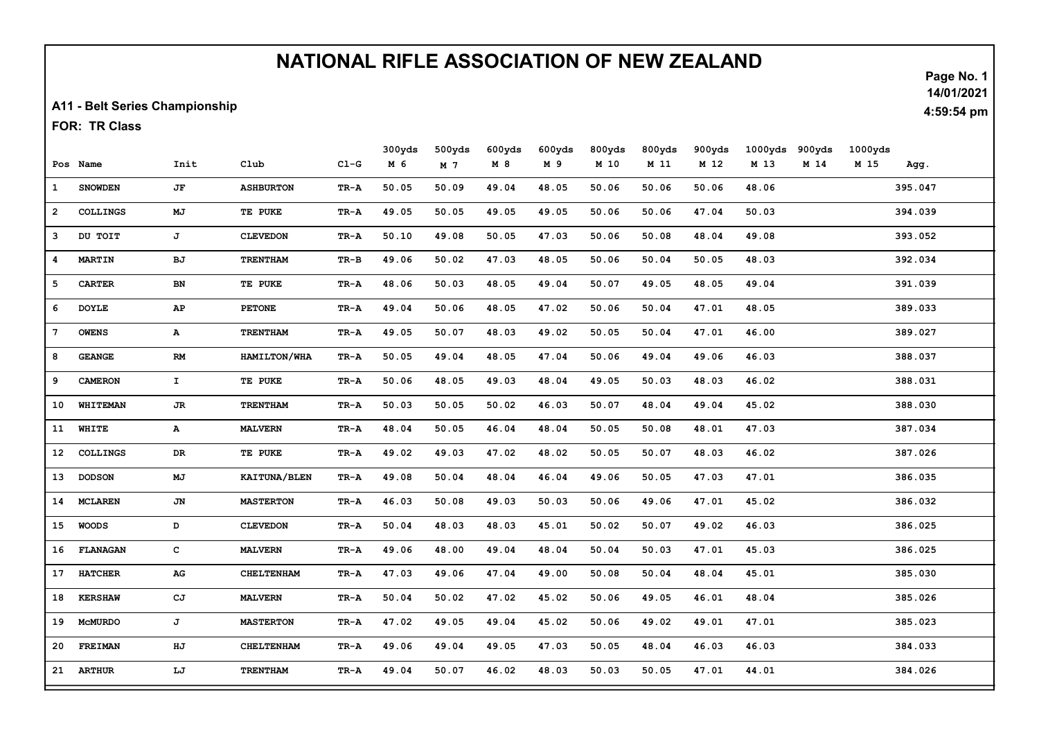# NATIONAL RIFLE ASSOCIATION OF NEW ZEALAND

**A11 - Belt Series Championship**

**FOR: TR Class**

14/01/2021
4:59:54 pm

| Pos | Name | Init | Club | Cl-G | 300yds M 6 | 500yds M 7 | 600yds M 8 | 600yds M 9 | 800yds M 10 | 800yds M 11 | 900yds M 12 | 1000yds M 13 | 900yds M 14 | 1000yds M 15 | Agg. |
|---|---|---|---|---|---|---|---|---|---|---|---|---|---|---|---|
| 1 | SNOWDEN | JF | ASHBURTON | TR-A | 50.05 | 50.09 | 49.04 | 48.05 | 50.06 | 50.06 | 50.06 | 48.06 | | | 395.047 |
| 2 | COLLINGS | MJ | TE PUKE | TR-A | 49.05 | 50.05 | 49.05 | 49.05 | 50.06 | 50.06 | 47.04 | 50.03 | | | 394.039 |
| 3 | DU TOIT | J | CLEVEDON | TR-A | 50.10 | 49.08 | 50.05 | 47.03 | 50.06 | 50.08 | 48.04 | 49.08 | | | 393.052 |
| 4 | MARTIN | BJ | TRENTHAM | TR-B | 49.06 | 50.02 | 47.03 | 48.05 | 50.06 | 50.04 | 50.05 | 48.03 | | | 392.034 |
| 5 | CARTER | BN | TE PUKE | TR-A | 48.06 | 50.03 | 48.05 | 49.04 | 50.07 | 49.05 | 48.05 | 49.04 | | | 391.039 |
| 6 | DOYLE | AP | PETONE | TR-A | 49.04 | 50.06 | 48.05 | 47.02 | 50.06 | 50.04 | 47.01 | 48.05 | | | 389.033 |
| 7 | OWENS | A | TRENTHAM | TR-A | 49.05 | 50.07 | 48.03 | 49.02 | 50.05 | 50.04 | 47.01 | 46.00 | | | 389.027 |
| 8 | GEANGE | RM | HAMILTON/WHA | TR-A | 50.05 | 49.04 | 48.05 | 47.04 | 50.06 | 49.04 | 49.06 | 46.03 | | | 388.037 |
| 9 | CAMERON | I | TE PUKE | TR-A | 50.06 | 48.05 | 49.03 | 48.04 | 49.05 | 50.03 | 48.03 | 46.02 | | | 388.031 |
| 10 | WHITEMAN | JR | TRENTHAM | TR-A | 50.03 | 50.05 | 50.02 | 46.03 | 50.07 | 48.04 | 49.04 | 45.02 | | | 388.030 |
| 11 | WHITE | A | MALVERN | TR-A | 48.04 | 50.05 | 46.04 | 48.04 | 50.05 | 50.08 | 48.01 | 47.03 | | | 387.034 |
| 12 | COLLINGS | DR | TE PUKE | TR-A | 49.02 | 49.03 | 47.02 | 48.02 | 50.05 | 50.07 | 48.03 | 46.02 | | | 387.026 |
| 13 | DODSON | MJ | KAITUNA/BLEN | TR-A | 49.08 | 50.04 | 48.04 | 46.04 | 49.06 | 50.05 | 47.03 | 47.01 | | | 386.035 |
| 14 | MCLAREN | JN | MASTERTON | TR-A | 46.03 | 50.08 | 49.03 | 50.03 | 50.06 | 49.06 | 47.01 | 45.02 | | | 386.032 |
| 15 | WOODS | D | CLEVEDON | TR-A | 50.04 | 48.03 | 48.03 | 45.01 | 50.02 | 50.07 | 49.02 | 46.03 | | | 386.025 |
| 16 | FLANAGAN | C | MALVERN | TR-A | 49.06 | 48.00 | 49.04 | 48.04 | 50.04 | 50.03 | 47.01 | 45.03 | | | 386.025 |
| 17 | HATCHER | AG | CHELTENHAM | TR-A | 47.03 | 49.06 | 47.04 | 49.00 | 50.08 | 50.04 | 48.04 | 45.01 | | | 385.030 |
| 18 | KERSHAW | CJ | MALVERN | TR-A | 50.04 | 50.02 | 47.02 | 45.02 | 50.06 | 49.05 | 46.01 | 48.04 | | | 385.026 |
| 19 | McMURDO | J | MASTERTON | TR-A | 47.02 | 49.05 | 49.04 | 45.02 | 50.06 | 49.02 | 49.01 | 47.01 | | | 385.023 |
| 20 | FREIMAN | HJ | CHELTENHAM | TR-A | 49.06 | 49.04 | 49.05 | 47.03 | 50.05 | 48.04 | 46.03 | 46.03 | | | 384.033 |
| 21 | ARTHUR | LJ | TRENTHAM | TR-A | 49.04 | 50.07 | 46.02 | 48.03 | 50.03 | 50.05 | 47.01 | 44.01 | | | 384.026 |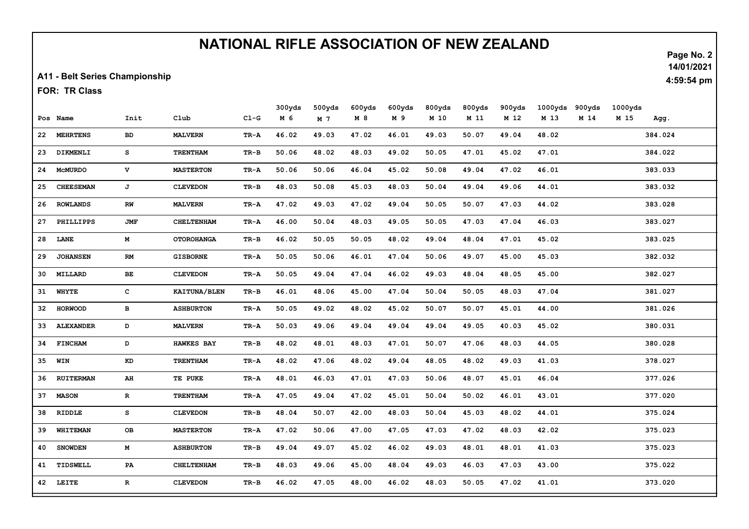# NATIONAL RIFLE ASSOCIATION OF NEW ZEALAND

14/01/2021
4:59:54 pm

**A11 - Belt Series Championship**

**FOR: TR Class**

| Pos | Name | Init | Club | Cl-G | 300yds M 6 | 500yds M 7 | 600yds M 8 | 600yds M 9 | 800yds M 10 | 800yds M 11 | 900yds M 12 | 1000yds M 13 | 900yds M 14 | 1000yds M 15 | Agg. |
|---|---|---|---|---|---|---|---|---|---|---|---|---|---|---|---|
| 22 | MEHRTENS | BD | MALVERN | TR-A | 46.02 | 49.03 | 47.02 | 46.01 | 49.03 | 50.07 | 49.04 | 48.02 | | | 384.024 |
| 23 | DIKMENLI | S | TRENTHAM | TR-B | 50.06 | 48.02 | 48.03 | 49.02 | 50.05 | 47.01 | 45.02 | 47.01 | | | 384.022 |
| 24 | McMURDO | V | MASTERTON | TR-A | 50.06 | 50.06 | 46.04 | 45.02 | 50.08 | 49.04 | 47.02 | 46.01 | | | 383.033 |
| 25 | CHEESEMAN | J | CLEVEDON | TR-B | 48.03 | 50.08 | 45.03 | 48.03 | 50.04 | 49.04 | 49.06 | 44.01 | | | 383.032 |
| 26 | ROWLANDS | RW | MALVERN | TR-A | 47.02 | 49.03 | 47.02 | 49.04 | 50.05 | 50.07 | 47.03 | 44.02 | | | 383.028 |
| 27 | PHILLIPPS | JMF | CHELTENHAM | TR-A | 46.00 | 50.04 | 48.03 | 49.05 | 50.05 | 47.03 | 47.04 | 46.03 | | | 383.027 |
| 28 | LANE | M | OTOROHANGA | TR-B | 46.02 | 50.05 | 50.05 | 48.02 | 49.04 | 48.04 | 47.01 | 45.02 | | | 383.025 |
| 29 | JOHANSEN | RM | GISBORNE | TR-A | 50.05 | 50.06 | 46.01 | 47.04 | 50.06 | 49.07 | 45.00 | 45.03 | | | 382.032 |
| 30 | MILLARD | BE | CLEVEDON | TR-A | 50.05 | 49.04 | 47.04 | 46.02 | 49.03 | 48.04 | 48.05 | 45.00 | | | 382.027 |
| 31 | WHYTE | C | KAITUNA/BLEN | TR-B | 46.01 | 48.06 | 45.00 | 47.04 | 50.04 | 50.05 | 48.03 | 47.04 | | | 381.027 |
| 32 | HORWOOD | B | ASHBURTON | TR-A | 50.05 | 49.02 | 48.02 | 45.02 | 50.07 | 50.07 | 45.01 | 44.00 | | | 381.026 |
| 33 | ALEXANDER | D | MALVERN | TR-A | 50.03 | 49.06 | 49.04 | 49.04 | 49.04 | 49.05 | 40.03 | 45.02 | | | 380.031 |
| 34 | FINCHAM | D | HAWKES BAY | TR-B | 48.02 | 48.01 | 48.03 | 47.01 | 50.07 | 47.06 | 48.03 | 44.05 | | | 380.028 |
| 35 | WIN | KD | TRENTHAM | TR-A | 48.02 | 47.06 | 48.02 | 49.04 | 48.05 | 48.02 | 49.03 | 41.03 | | | 378.027 |
| 36 | RUITERMAN | AH | TE PUKE | TR-A | 48.01 | 46.03 | 47.01 | 47.03 | 50.06 | 48.07 | 45.01 | 46.04 | | | 377.026 |
| 37 | MASON | R | TRENTHAM | TR-A | 47.05 | 49.04 | 47.02 | 45.01 | 50.04 | 50.02 | 46.01 | 43.01 | | | 377.020 |
| 38 | RIDDLE | S | CLEVEDON | TR-B | 48.04 | 50.07 | 42.00 | 48.03 | 50.04 | 45.03 | 48.02 | 44.01 | | | 375.024 |
| 39 | WHITEMAN | OB | MASTERTON | TR-A | 47.02 | 50.06 | 47.00 | 47.05 | 47.03 | 47.02 | 48.03 | 42.02 | | | 375.023 |
| 40 | SNOWDEN | M | ASHBURTON | TR-B | 49.04 | 49.07 | 45.02 | 46.02 | 49.03 | 48.01 | 48.01 | 41.03 | | | 375.023 |
| 41 | TIDSWELL | PA | CHELTENHAM | TR-B | 48.03 | 49.06 | 45.00 | 48.04 | 49.03 | 46.03 | 47.03 | 43.00 | | | 375.022 |
| 42 | LEITE | R | CLEVEDON | TR-B | 46.02 | 47.05 | 48.00 | 46.02 | 48.03 | 50.05 | 47.02 | 41.01 | | | 373.020 |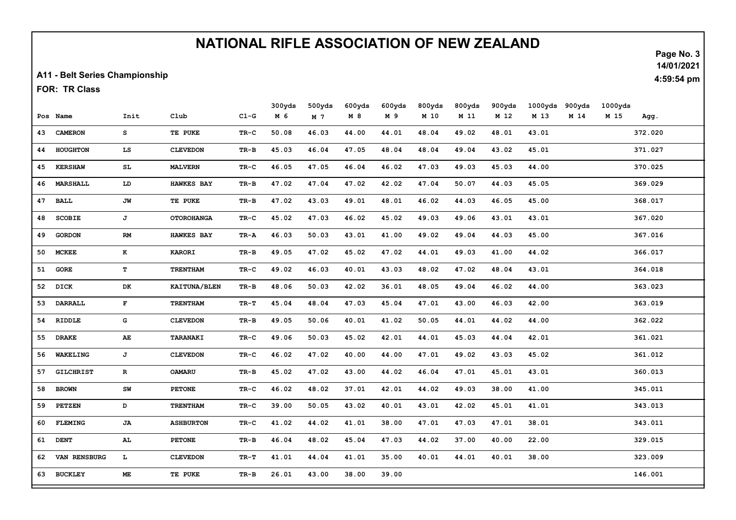# NATIONAL RIFLE ASSOCIATION OF NEW ZEALAND

**A11 - Belt Series Championship**

**FOR: TR Class**

14/01/2021
4:59:54 pm

| Pos | Name | Init | Club | Cl-G | 300yds M 6 | 500yds M 7 | 600yds M 8 | 600yds M 9 | 800yds M 10 | 800yds M 11 | 900yds M 12 | 1000yds M 13 | 900yds M 14 | 1000yds M 15 | Agg. |
|---|---|---|---|---|---|---|---|---|---|---|---|---|---|---|---|
| 43 | CAMERON | S | TE PUKE | TR-C | 50.08 | 46.03 | 44.00 | 44.01 | 48.04 | 49.02 | 48.01 | 43.01 | | | 372.020 |
| 44 | HOUGHTON | LS | CLEVEDON | TR-B | 45.03 | 46.04 | 47.05 | 48.04 | 48.04 | 49.04 | 43.02 | 45.01 | | | 371.027 |
| 45 | KERSHAW | SL | MALVERN | TR-C | 46.05 | 47.05 | 46.04 | 46.02 | 47.03 | 49.03 | 45.03 | 44.00 | | | 370.025 |
| 46 | MARSHALL | LD | HAWKES BAY | TR-B | 47.02 | 47.04 | 47.02 | 42.02 | 47.04 | 50.07 | 44.03 | 45.05 | | | 369.029 |
| 47 | BALL | JW | TE PUKE | TR-B | 47.02 | 43.03 | 49.01 | 48.01 | 46.02 | 44.03 | 46.05 | 45.00 | | | 368.017 |
| 48 | SCOBIE | J | OTOROHANGA | TR-C | 45.02 | 47.03 | 46.02 | 45.02 | 49.03 | 49.06 | 43.01 | 43.01 | | | 367.020 |
| 49 | GORDON | RM | HAWKES BAY | TR-A | 46.03 | 50.03 | 43.01 | 41.00 | 49.02 | 49.04 | 44.03 | 45.00 | | | 367.016 |
| 50 | MCKEE | K | KARORI | TR-B | 49.05 | 47.02 | 45.02 | 47.02 | 44.01 | 49.03 | 41.00 | 44.02 | | | 366.017 |
| 51 | GORE | T | TRENTHAM | TR-C | 49.02 | 46.03 | 40.01 | 43.03 | 48.02 | 47.02 | 48.04 | 43.01 | | | 364.018 |
| 52 | DICK | DK | KAITUNA/BLEN | TR-B | 48.06 | 50.03 | 42.02 | 36.01 | 48.05 | 49.04 | 46.02 | 44.00 | | | 363.023 |
| 53 | DARRALL | F | TRENTHAM | TR-T | 45.04 | 48.04 | 47.03 | 45.04 | 47.01 | 43.00 | 46.03 | 42.00 | | | 363.019 |
| 54 | RIDDLE | G | CLEVEDON | TR-B | 49.05 | 50.06 | 40.01 | 41.02 | 50.05 | 44.01 | 44.02 | 44.00 | | | 362.022 |
| 55 | DRAKE | AE | TARANAKI | TR-C | 49.06 | 50.03 | 45.02 | 42.01 | 44.01 | 45.03 | 44.04 | 42.01 | | | 361.021 |
| 56 | WAKELING | J | CLEVEDON | TR-C | 46.02 | 47.02 | 40.00 | 44.00 | 47.01 | 49.02 | 43.03 | 45.02 | | | 361.012 |
| 57 | GILCHRIST | R | OAMARU | TR-B | 45.02 | 47.02 | 43.00 | 44.02 | 46.04 | 47.01 | 45.01 | 43.01 | | | 360.013 |
| 58 | BROWN | SW | PETONE | TR-C | 46.02 | 48.02 | 37.01 | 42.01 | 44.02 | 49.03 | 38.00 | 41.00 | | | 345.011 |
| 59 | PETZEN | D | TRENTHAM | TR-C | 39.00 | 50.05 | 43.02 | 40.01 | 43.01 | 42.02 | 45.01 | 41.01 | | | 343.013 |
| 60 | FLEMING | JA | ASHBURTON | TR-C | 41.02 | 44.02 | 41.01 | 38.00 | 47.01 | 47.03 | 47.01 | 38.01 | | | 343.011 |
| 61 | DENT | AL | PETONE | TR-B | 46.04 | 48.02 | 45.04 | 47.03 | 44.02 | 37.00 | 40.00 | 22.00 | | | 329.015 |
| 62 | VAN RENSBURG | L | CLEVEDON | TR-T | 41.01 | 44.04 | 41.01 | 35.00 | 40.01 | 44.01 | 40.01 | 38.00 | | | 323.009 |
| 63 | BUCKLEY | ME | TE PUKE | TR-B | 26.01 | 43.00 | 38.00 | 39.00 | | | | | | | 146.001 |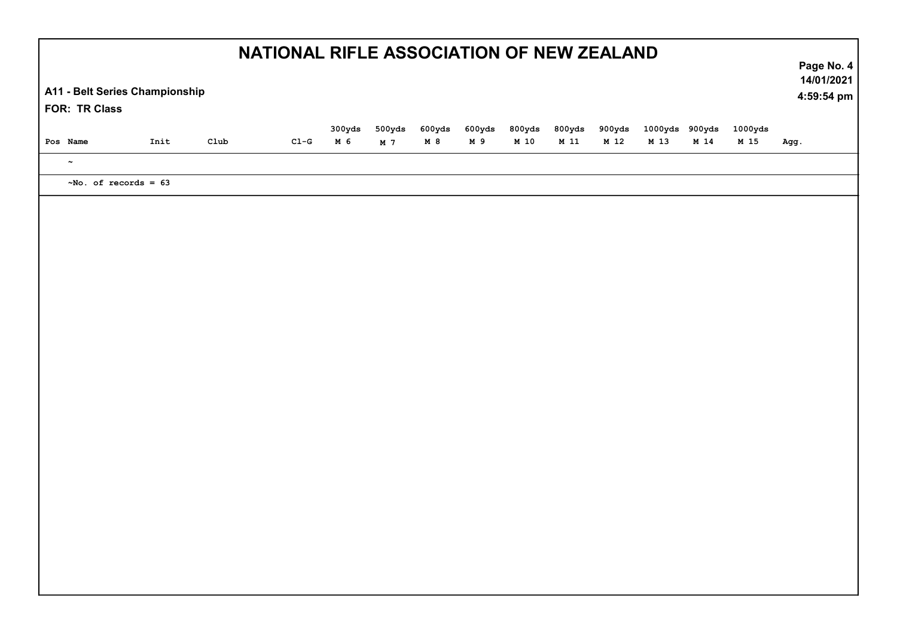# NATIONAL RIFLE ASSOCIATION OF NEW ZEALAND

Page No. 4
14/01/2021
4:59:54 pm

**A11 - Belt Series Championship**

**FOR: TR Class**

| Pos | Name | Init | Club | Cl-G | 300yds M 6 | 500yds M 7 | 600yds M 8 | 600yds M 9 | 800yds M 10 | 800yds M 11 | 900yds M 12 | 1000yds M 13 | 900yds M 14 | 1000yds M 15 | Agg. |
|---|---|---|---|---|---|---|---|---|---|---|---|---|---|---|---|
| | ~ | | | | | | | | | | | | | | |
| | ~No. of records = 63 | | | | | | | | | | | | | | |